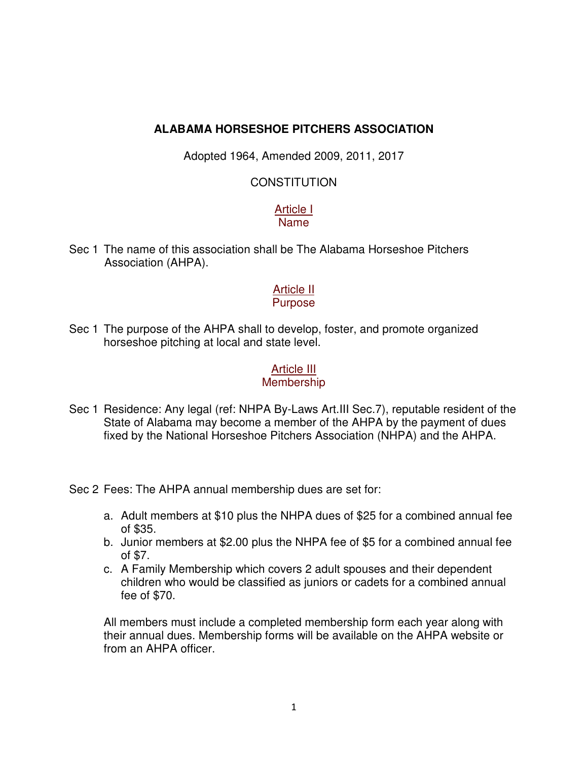# ALABAMA HORSESHOE PITCHERS ASSOCIATION

Adopted 1964, Amended 2009, 2011, 2017

CONSTITUTION

## Article I
## Name

Sec 1 The name of this association shall be The Alabama Horseshoe Pitchers Association (AHPA).

## Article II
## Purpose

Sec 1 The purpose of the AHPA shall to develop, foster, and promote organized horseshoe pitching at local and state level.

## Article III
## Membership

Sec 1 Residence: Any legal (ref: NHPA By-Laws Art.III Sec.7), reputable resident of the State of Alabama may become a member of the AHPA by the payment of dues fixed by the National Horseshoe Pitchers Association (NHPA) and the AHPA.

Sec 2 Fees: The AHPA annual membership dues are set for:

a. Adult members at $10 plus the NHPA dues of $25 for a combined annual fee of $35.
b. Junior members at $2.00 plus the NHPA fee of $5 for a combined annual fee of $7.
c. A Family Membership which covers 2 adult spouses and their dependent children who would be classified as juniors or cadets for a combined annual fee of $70.

All members must include a completed membership form each year along with their annual dues. Membership forms will be available on the AHPA website or from an AHPA officer.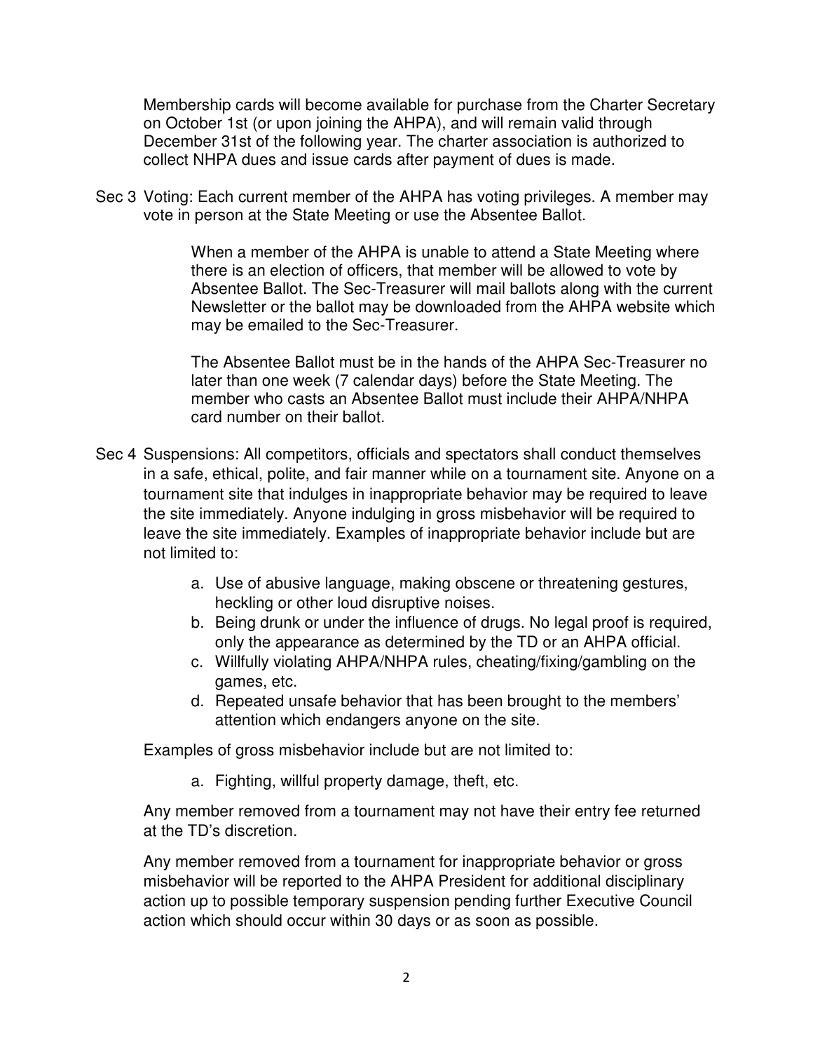Membership cards will become available for purchase from the Charter Secretary on October 1st (or upon joining the AHPA), and will remain valid through December 31st of the following year. The charter association is authorized to collect NHPA dues and issue cards after payment of dues is made.

Sec 3 Voting: Each current member of the AHPA has voting privileges. A member may vote in person at the State Meeting or use the Absentee Ballot.

When a member of the AHPA is unable to attend a State Meeting where there is an election of officers, that member will be allowed to vote by Absentee Ballot. The Sec-Treasurer will mail ballots along with the current Newsletter or the ballot may be downloaded from the AHPA website which may be emailed to the Sec-Treasurer.

The Absentee Ballot must be in the hands of the AHPA Sec-Treasurer no later than one week (7 calendar days) before the State Meeting. The member who casts an Absentee Ballot must include their AHPA/NHPA card number on their ballot.

Sec 4 Suspensions: All competitors, officials and spectators shall conduct themselves in a safe, ethical, polite, and fair manner while on a tournament site. Anyone on a tournament site that indulges in inappropriate behavior may be required to leave the site immediately. Anyone indulging in gross misbehavior will be required to leave the site immediately. Examples of inappropriate behavior include but are not limited to:

a. Use of abusive language, making obscene or threatening gestures, heckling or other loud disruptive noises.
b. Being drunk or under the influence of drugs. No legal proof is required, only the appearance as determined by the TD or an AHPA official.
c. Willfully violating AHPA/NHPA rules, cheating/fixing/gambling on the games, etc.
d. Repeated unsafe behavior that has been brought to the members' attention which endangers anyone on the site.

Examples of gross misbehavior include but are not limited to:

a. Fighting, willful property damage, theft, etc.

Any member removed from a tournament may not have their entry fee returned at the TD's discretion.

Any member removed from a tournament for inappropriate behavior or gross misbehavior will be reported to the AHPA President for additional disciplinary action up to possible temporary suspension pending further Executive Council action which should occur within 30 days or as soon as possible.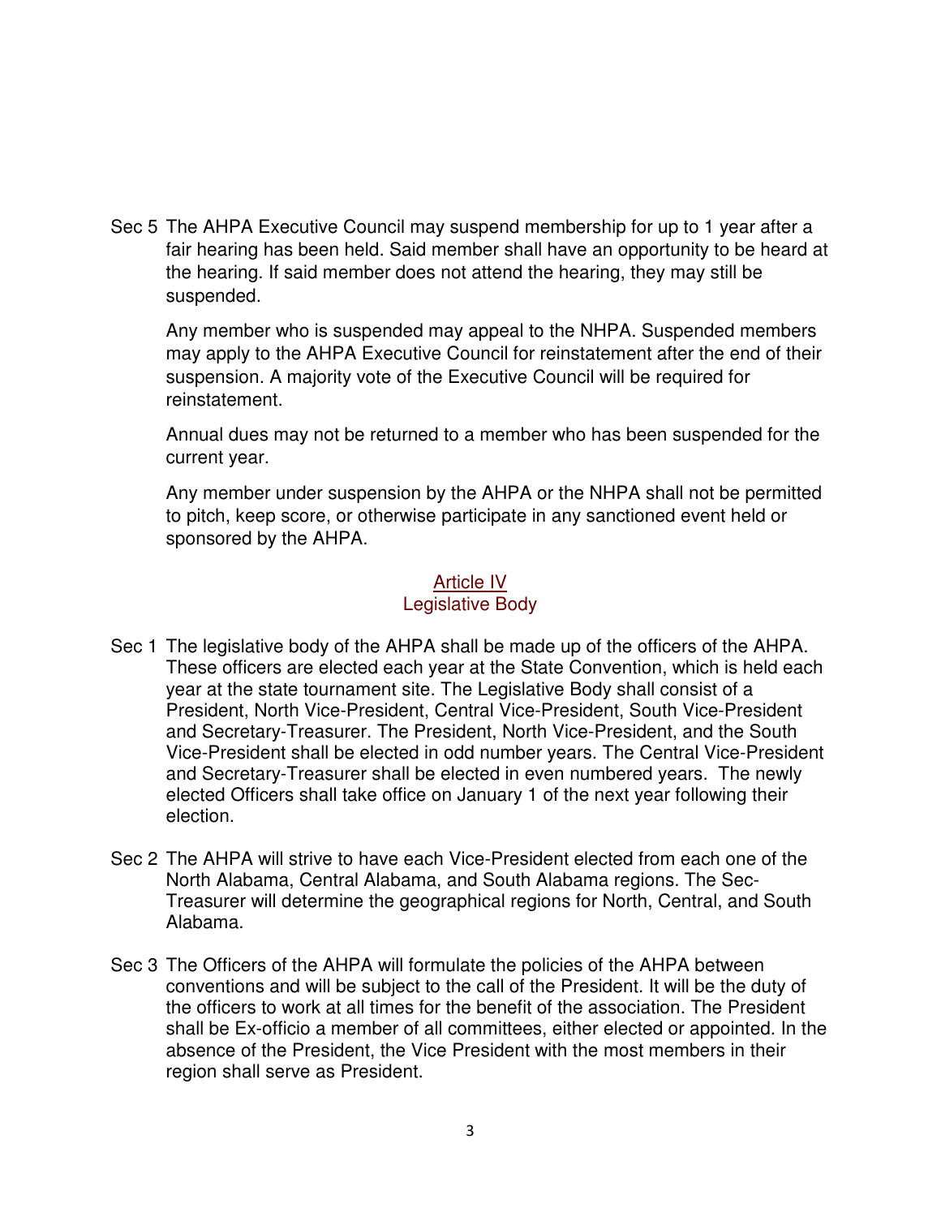Sec 5 The AHPA Executive Council may suspend membership for up to 1 year after a fair hearing has been held. Said member shall have an opportunity to be heard at the hearing. If said member does not attend the hearing, they may still be suspended.

Any member who is suspended may appeal to the NHPA. Suspended members may apply to the AHPA Executive Council for reinstatement after the end of their suspension. A majority vote of the Executive Council will be required for reinstatement.

Annual dues may not be returned to a member who has been suspended for the current year.

Any member under suspension by the AHPA or the NHPA shall not be permitted to pitch, keep score, or otherwise participate in any sanctioned event held or sponsored by the AHPA.

## Article IV
## Legislative Body

Sec 1 The legislative body of the AHPA shall be made up of the officers of the AHPA. These officers are elected each year at the State Convention, which is held each year at the state tournament site. The Legislative Body shall consist of a President, North Vice-President, Central Vice-President, South Vice-President and Secretary-Treasurer. The President, North Vice-President, and the South Vice-President shall be elected in odd number years. The Central Vice-President and Secretary-Treasurer shall be elected in even numbered years. The newly elected Officers shall take office on January 1 of the next year following their election.

Sec 2 The AHPA will strive to have each Vice-President elected from each one of the North Alabama, Central Alabama, and South Alabama regions. The Sec-Treasurer will determine the geographical regions for North, Central, and South Alabama.

Sec 3 The Officers of the AHPA will formulate the policies of the AHPA between conventions and will be subject to the call of the President. It will be the duty of the officers to work at all times for the benefit of the association. The President shall be Ex-officio a member of all committees, either elected or appointed. In the absence of the President, the Vice President with the most members in their region shall serve as President.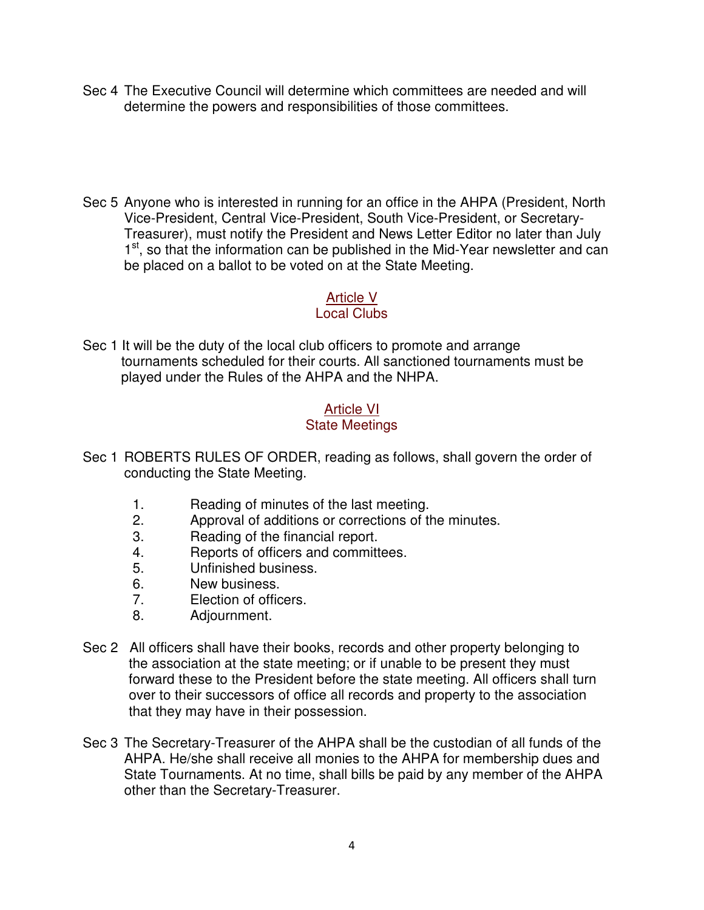Sec 4 The Executive Council will determine which committees are needed and will determine the powers and responsibilities of those committees.

Sec 5 Anyone who is interested in running for an office in the AHPA (President, North Vice-President, Central Vice-President, South Vice-President, or Secretary-Treasurer), must notify the President and News Letter Editor no later than July 1st, so that the information can be published in the Mid-Year newsletter and can be placed on a ballot to be voted on at the State Meeting.

## Article V
## Local Clubs

Sec 1 It will be the duty of the local club officers to promote and arrange tournaments scheduled for their courts. All sanctioned tournaments must be played under the Rules of the AHPA and the NHPA.

## Article VI
## State Meetings

Sec 1 ROBERTS RULES OF ORDER, reading as follows, shall govern the order of conducting the State Meeting.

1. Reading of minutes of the last meeting.
2. Approval of additions or corrections of the minutes.
3. Reading of the financial report.
4. Reports of officers and committees.
5. Unfinished business.
6. New business.
7. Election of officers.
8. Adjournment.

Sec 2 All officers shall have their books, records and other property belonging to the association at the state meeting; or if unable to be present they must forward these to the President before the state meeting. All officers shall turn over to their successors of office all records and property to the association that they may have in their possession.

Sec 3 The Secretary-Treasurer of the AHPA shall be the custodian of all funds of the AHPA. He/she shall receive all monies to the AHPA for membership dues and State Tournaments. At no time, shall bills be paid by any member of the AHPA other than the Secretary-Treasurer.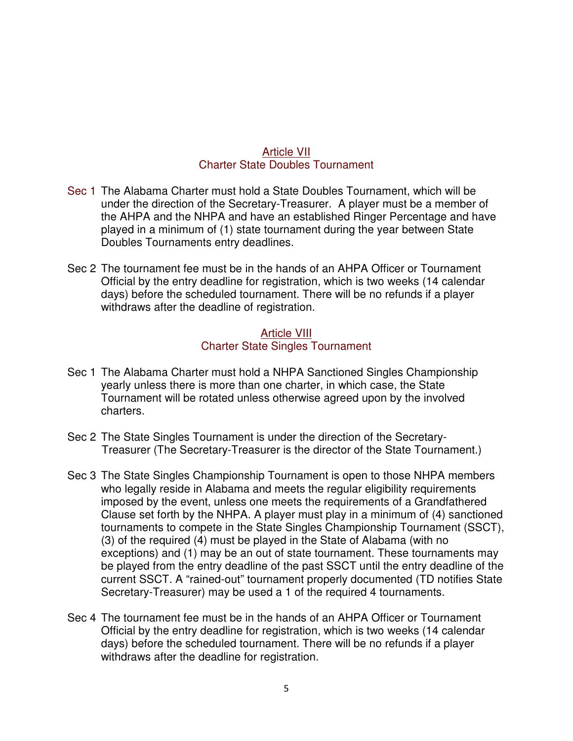## Article VII
## Charter State Doubles Tournament

Sec 1 The Alabama Charter must hold a State Doubles Tournament, which will be under the direction of the Secretary-Treasurer. A player must be a member of the AHPA and the NHPA and have an established Ringer Percentage and have played in a minimum of (1) state tournament during the year between State Doubles Tournaments entry deadlines.

Sec 2 The tournament fee must be in the hands of an AHPA Officer or Tournament Official by the entry deadline for registration, which is two weeks (14 calendar days) before the scheduled tournament. There will be no refunds if a player withdraws after the deadline of registration.

## Article VIII
## Charter State Singles Tournament

Sec 1 The Alabama Charter must hold a NHPA Sanctioned Singles Championship yearly unless there is more than one charter, in which case, the State Tournament will be rotated unless otherwise agreed upon by the involved charters.

Sec 2 The State Singles Tournament is under the direction of the Secretary-Treasurer (The Secretary-Treasurer is the director of the State Tournament.)

Sec 3 The State Singles Championship Tournament is open to those NHPA members who legally reside in Alabama and meets the regular eligibility requirements imposed by the event, unless one meets the requirements of a Grandfathered Clause set forth by the NHPA. A player must play in a minimum of (4) sanctioned tournaments to compete in the State Singles Championship Tournament (SSCT), (3) of the required (4) must be played in the State of Alabama (with no exceptions) and (1) may be an out of state tournament. These tournaments may be played from the entry deadline of the past SSCT until the entry deadline of the current SSCT. A "rained-out" tournament properly documented (TD notifies State Secretary-Treasurer) may be used a 1 of the required 4 tournaments.

Sec 4 The tournament fee must be in the hands of an AHPA Officer or Tournament Official by the entry deadline for registration, which is two weeks (14 calendar days) before the scheduled tournament. There will be no refunds if a player withdraws after the deadline for registration.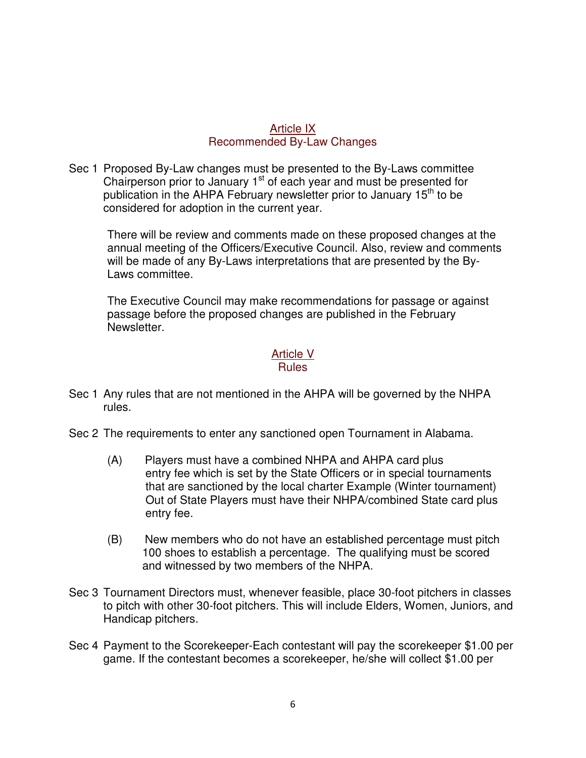## Article IX
## Recommended By-Law Changes

Sec 1 Proposed By-Law changes must be presented to the By-Laws committee Chairperson prior to January 1st of each year and must be presented for publication in the AHPA February newsletter prior to January 15th to be considered for adoption in the current year.

There will be review and comments made on these proposed changes at the annual meeting of the Officers/Executive Council. Also, review and comments will be made of any By-Laws interpretations that are presented by the By-Laws committee.

The Executive Council may make recommendations for passage or against passage before the proposed changes are published in the February Newsletter.

## Article V
## Rules

Sec 1 Any rules that are not mentioned in the AHPA will be governed by the NHPA rules.

Sec 2 The requirements to enter any sanctioned open Tournament in Alabama.

(A) Players must have a combined NHPA and AHPA card plus entry fee which is set by the State Officers or in special tournaments that are sanctioned by the local charter Example (Winter tournament) Out of State Players must have their NHPA/combined State card plus entry fee.

(B) New members who do not have an established percentage must pitch 100 shoes to establish a percentage. The qualifying must be scored and witnessed by two members of the NHPA.

Sec 3 Tournament Directors must, whenever feasible, place 30-foot pitchers in classes to pitch with other 30-foot pitchers. This will include Elders, Women, Juniors, and Handicap pitchers.

Sec 4 Payment to the Scorekeeper-Each contestant will pay the scorekeeper $1.00 per game. If the contestant becomes a scorekeeper, he/she will collect $1.00 per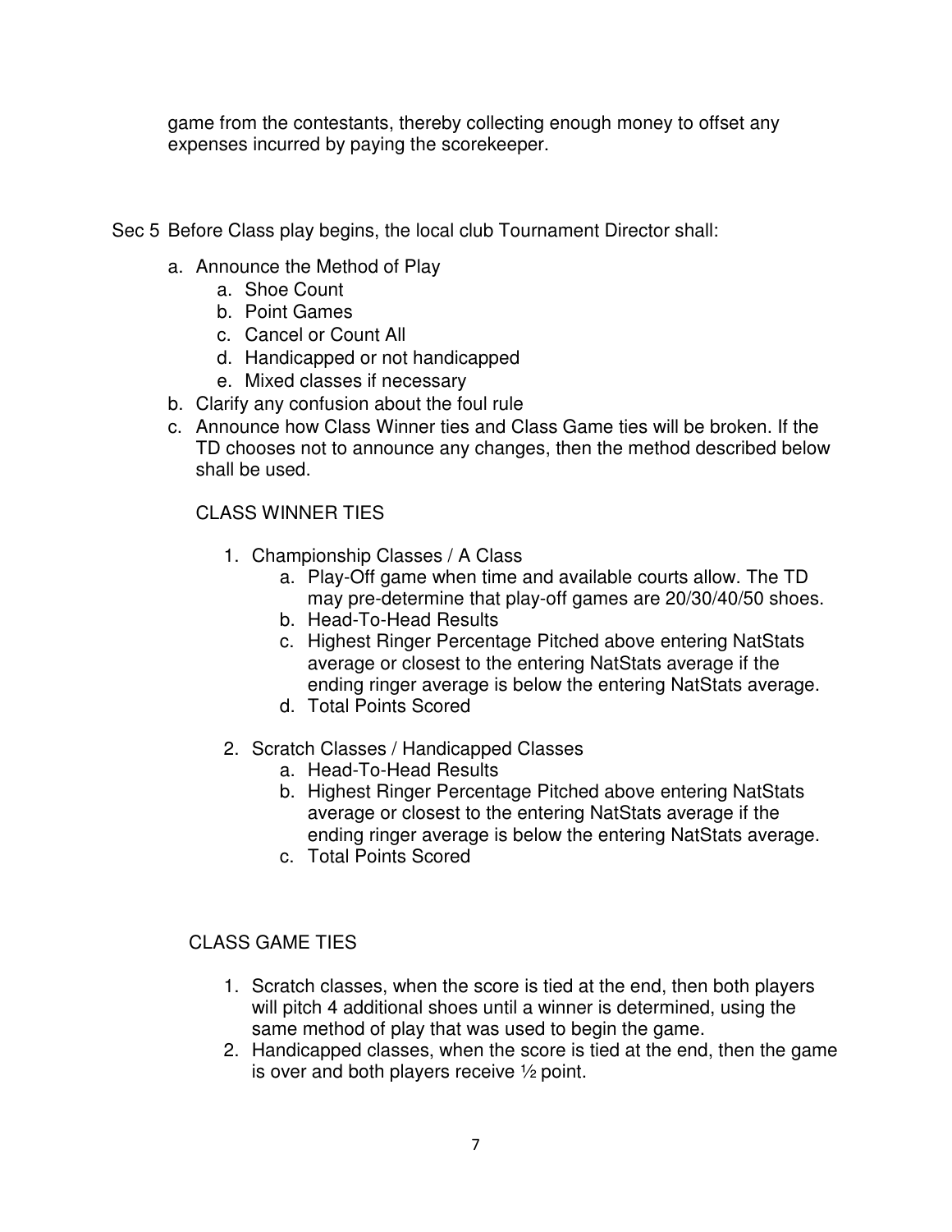game from the contestants, thereby collecting enough money to offset any expenses incurred by paying the scorekeeper.

Sec 5 Before Class play begins, the local club Tournament Director shall:

a. Announce the Method of Play
    a. Shoe Count
    b. Point Games
    c. Cancel or Count All
    d. Handicapped or not handicapped
    e. Mixed classes if necessary
b. Clarify any confusion about the foul rule
c. Announce how Class Winner ties and Class Game ties will be broken. If the TD chooses not to announce any changes, then the method described below shall be used.

CLASS WINNER TIES

1. Championship Classes / A Class
    a. Play-Off game when time and available courts allow. The TD may pre-determine that play-off games are 20/30/40/50 shoes.
    b. Head-To-Head Results
    c. Highest Ringer Percentage Pitched above entering NatStats average or closest to the entering NatStats average if the ending ringer average is below the entering NatStats average.
    d. Total Points Scored
2. Scratch Classes / Handicapped Classes
    a. Head-To-Head Results
    b. Highest Ringer Percentage Pitched above entering NatStats average or closest to the entering NatStats average if the ending ringer average is below the entering NatStats average.
    c. Total Points Scored

CLASS GAME TIES

1. Scratch classes, when the score is tied at the end, then both players will pitch 4 additional shoes until a winner is determined, using the same method of play that was used to begin the game.
2. Handicapped classes, when the score is tied at the end, then the game is over and both players receive ½ point.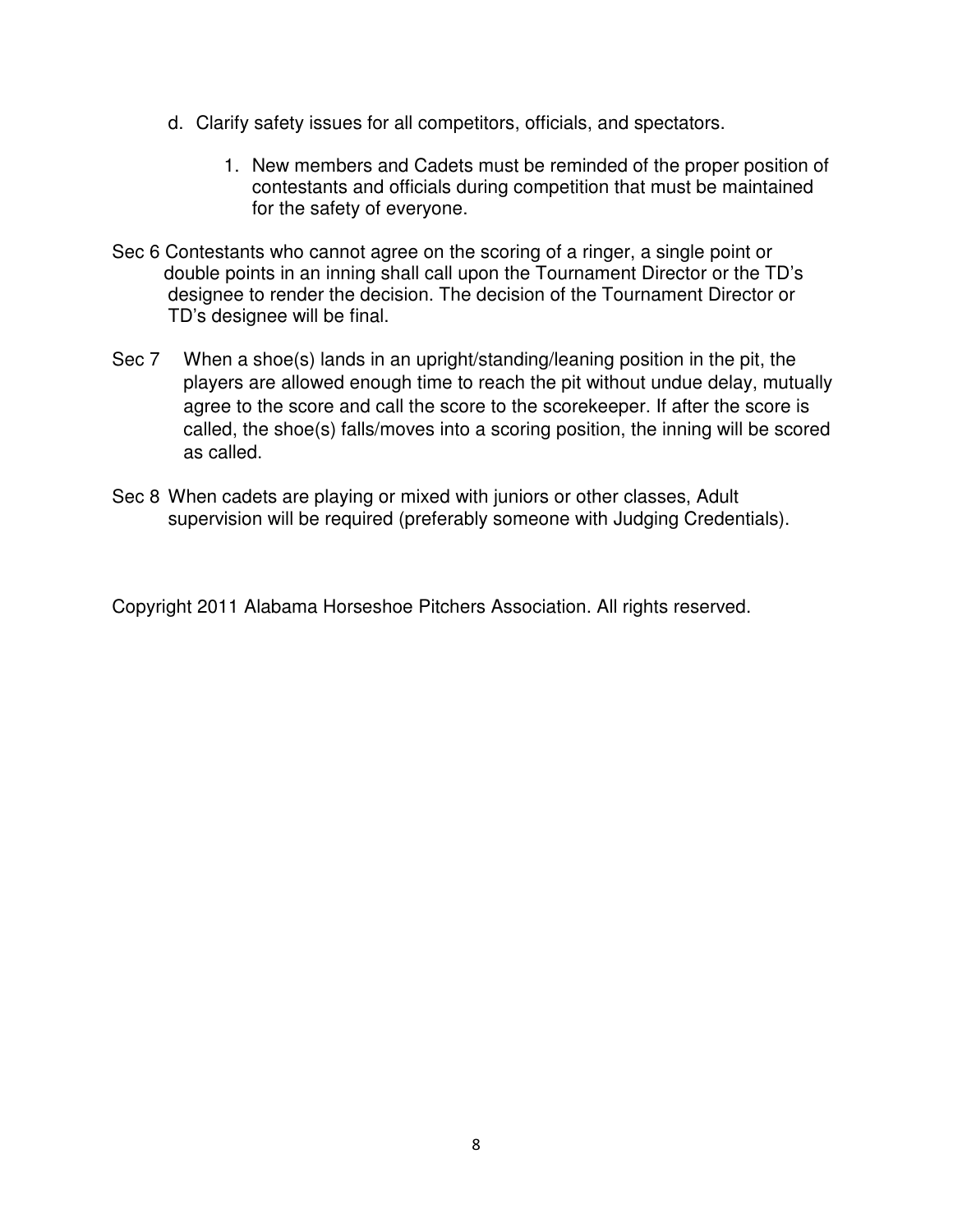d. Clarify safety issues for all competitors, officials, and spectators.

   1. New members and Cadets must be reminded of the proper position of contestants and officials during competition that must be maintained for the safety of everyone.

Sec 6 Contestants who cannot agree on the scoring of a ringer, a single point or double points in an inning shall call upon the Tournament Director or the TD's designee to render the decision. The decision of the Tournament Director or TD's designee will be final.

Sec 7 When a shoe(s) lands in an upright/standing/leaning position in the pit, the players are allowed enough time to reach the pit without undue delay, mutually agree to the score and call the score to the scorekeeper. If after the score is called, the shoe(s) falls/moves into a scoring position, the inning will be scored as called.

Sec 8 When cadets are playing or mixed with juniors or other classes, Adult supervision will be required (preferably someone with Judging Credentials).

Copyright 2011 Alabama Horseshoe Pitchers Association. All rights reserved.